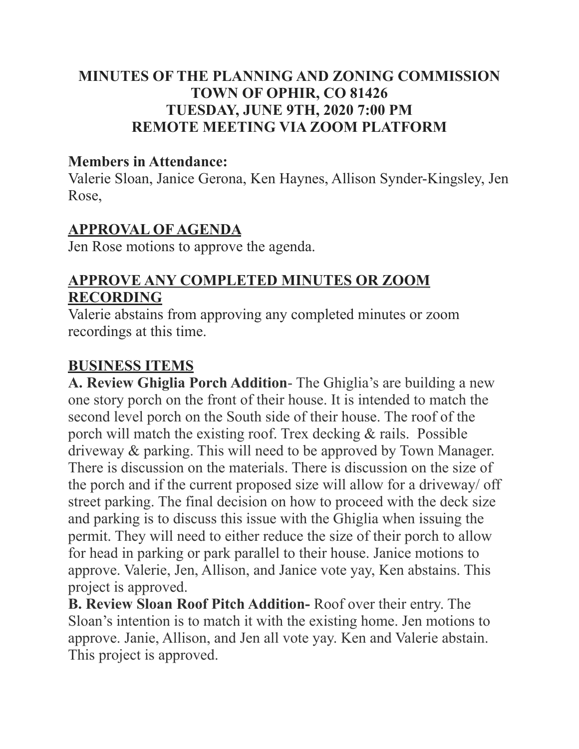# MINUTES OF THE PLANNING AND ZONING COMMISSION
# TOWN OF OPHIR, CO 81426
# TUESDAY, JUNE 9TH, 2020 7:00 PM
# REMOTE MEETING VIA ZOOM PLATFORM

**Members in Attendance:**
Valerie Sloan, Janice Gerona, Ken Haynes, Allison Synder-Kingsley, Jen Rose,

## APPROVAL OF AGENDA

Jen Rose motions to approve the agenda.

## APPROVE ANY COMPLETED MINUTES OR ZOOM RECORDING

Valerie abstains from approving any completed minutes or zoom recordings at this time.

## BUSINESS ITEMS

**A. Review Ghiglia Porch Addition**- The Ghiglia's are building a new one story porch on the front of their house. It is intended to match the second level porch on the South side of their house. The roof of the porch will match the existing roof. Trex decking & rails. Possible driveway & parking. This will need to be approved by Town Manager. There is discussion on the materials. There is discussion on the size of the porch and if the current proposed size will allow for a driveway/ off street parking. The final decision on how to proceed with the deck size and parking is to discuss this issue with the Ghiglia when issuing the permit. They will need to either reduce the size of their porch to allow for head in parking or park parallel to their house. Janice motions to approve. Valerie, Jen, Allison, and Janice vote yay, Ken abstains. This project is approved.

**B. Review Sloan Roof Pitch Addition-** Roof over their entry. The Sloan's intention is to match it with the existing home. Jen motions to approve. Janie, Allison, and Jen all vote yay. Ken and Valerie abstain. This project is approved.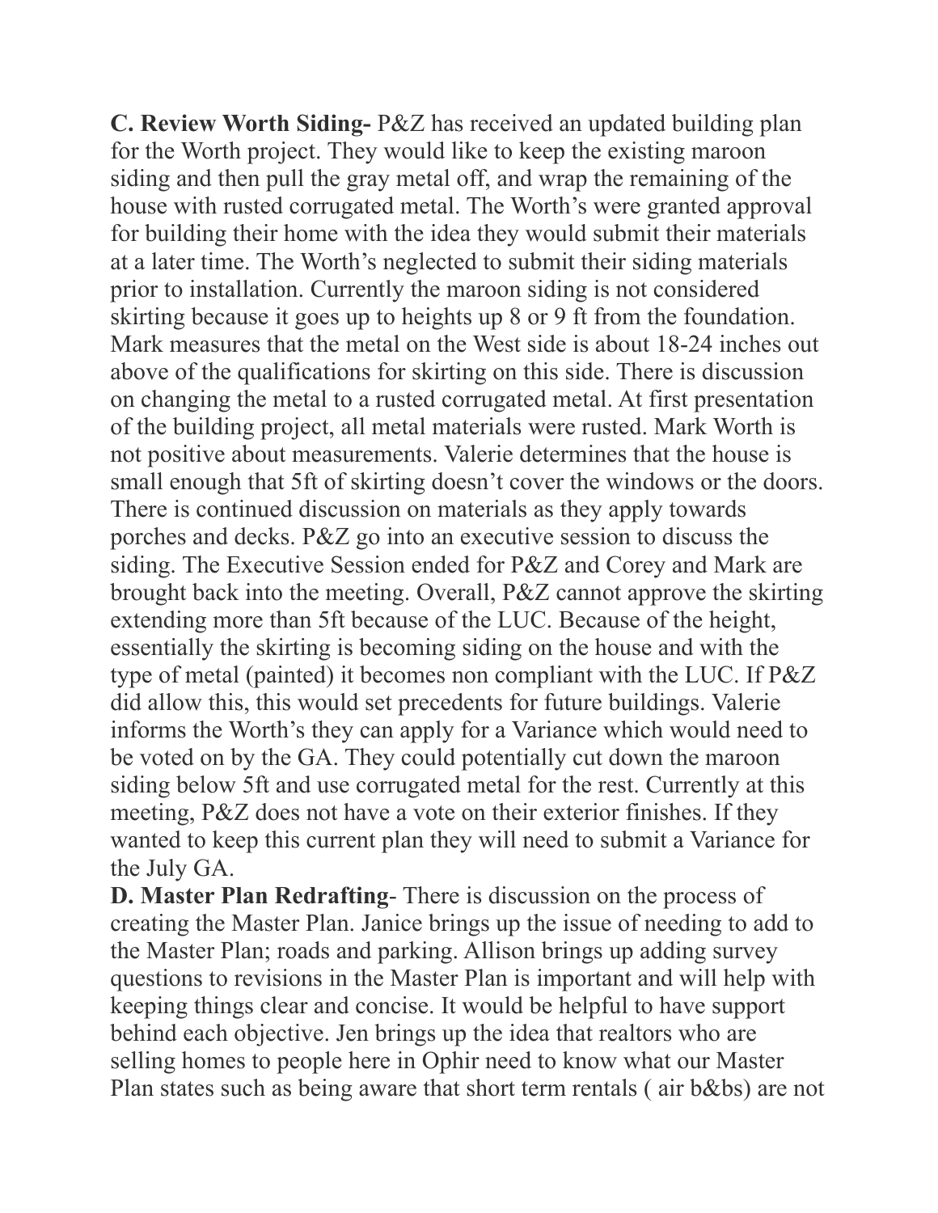**C. Review Worth Siding-** P&Z has received an updated building plan for the Worth project. They would like to keep the existing maroon siding and then pull the gray metal off, and wrap the remaining of the house with rusted corrugated metal. The Worth's were granted approval for building their home with the idea they would submit their materials at a later time. The Worth's neglected to submit their siding materials prior to installation. Currently the maroon siding is not considered skirting because it goes up to heights up 8 or 9 ft from the foundation. Mark measures that the metal on the West side is about 18-24 inches out above of the qualifications for skirting on this side. There is discussion on changing the metal to a rusted corrugated metal. At first presentation of the building project, all metal materials were rusted. Mark Worth is not positive about measurements. Valerie determines that the house is small enough that 5ft of skirting doesn't cover the windows or the doors. There is continued discussion on materials as they apply towards porches and decks. P&Z go into an executive session to discuss the siding. The Executive Session ended for P&Z and Corey and Mark are brought back into the meeting. Overall, P&Z cannot approve the skirting extending more than 5ft because of the LUC. Because of the height, essentially the skirting is becoming siding on the house and with the type of metal (painted) it becomes non compliant with the LUC. If P&Z did allow this, this would set precedents for future buildings. Valerie informs the Worth's they can apply for a Variance which would need to be voted on by the GA. They could potentially cut down the maroon siding below 5ft and use corrugated metal for the rest. Currently at this meeting, P&Z does not have a vote on their exterior finishes. If they wanted to keep this current plan they will need to submit a Variance for the July GA.

**D. Master Plan Redrafting**- There is discussion on the process of creating the Master Plan. Janice brings up the issue of needing to add to the Master Plan; roads and parking. Allison brings up adding survey questions to revisions in the Master Plan is important and will help with keeping things clear and concise. It would be helpful to have support behind each objective. Jen brings up the idea that realtors who are selling homes to people here in Ophir need to know what our Master Plan states such as being aware that short term rentals ( air b&bs) are not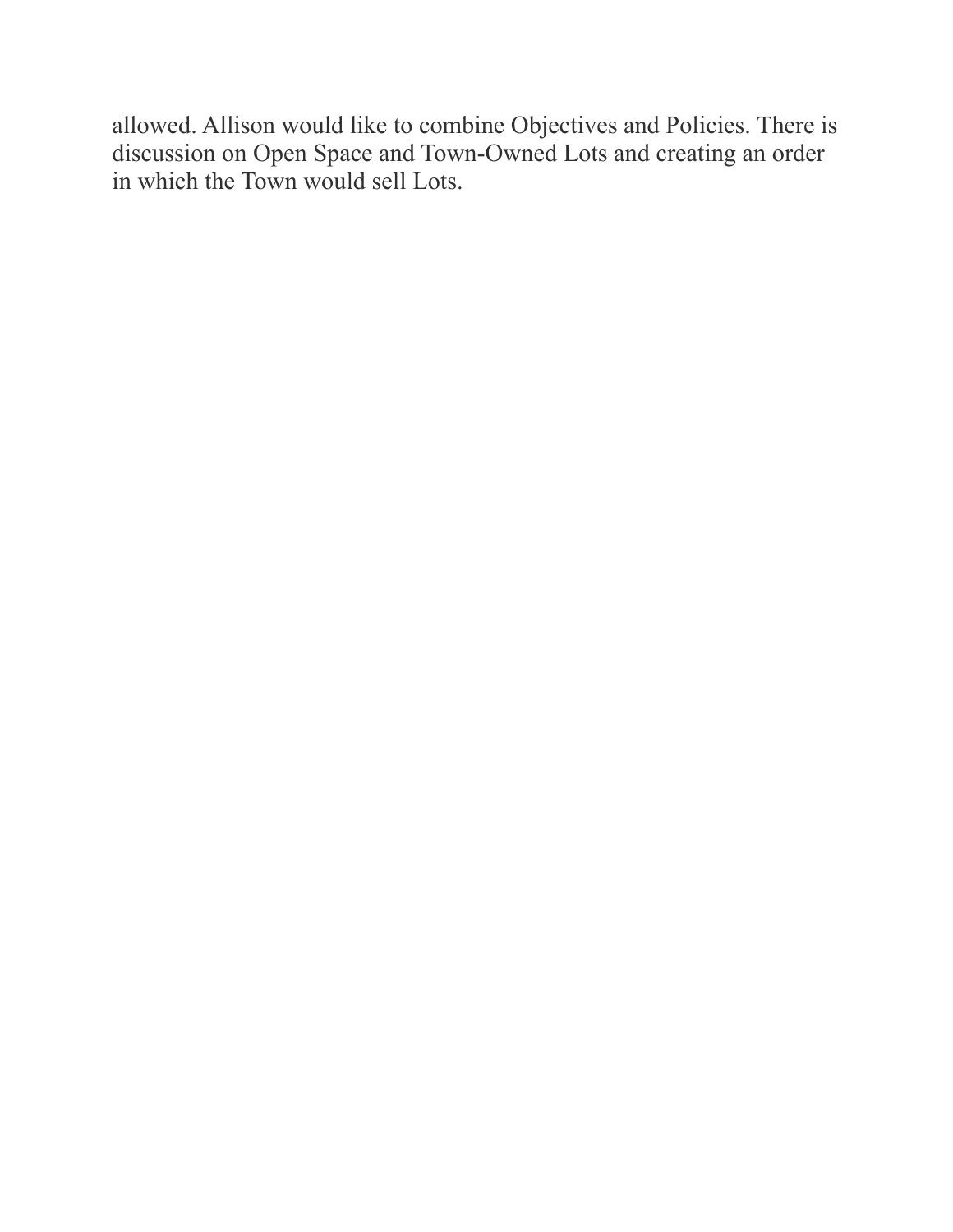allowed. Allison would like to combine Objectives and Policies. There is discussion on Open Space and Town-Owned Lots and creating an order in which the Town would sell Lots.